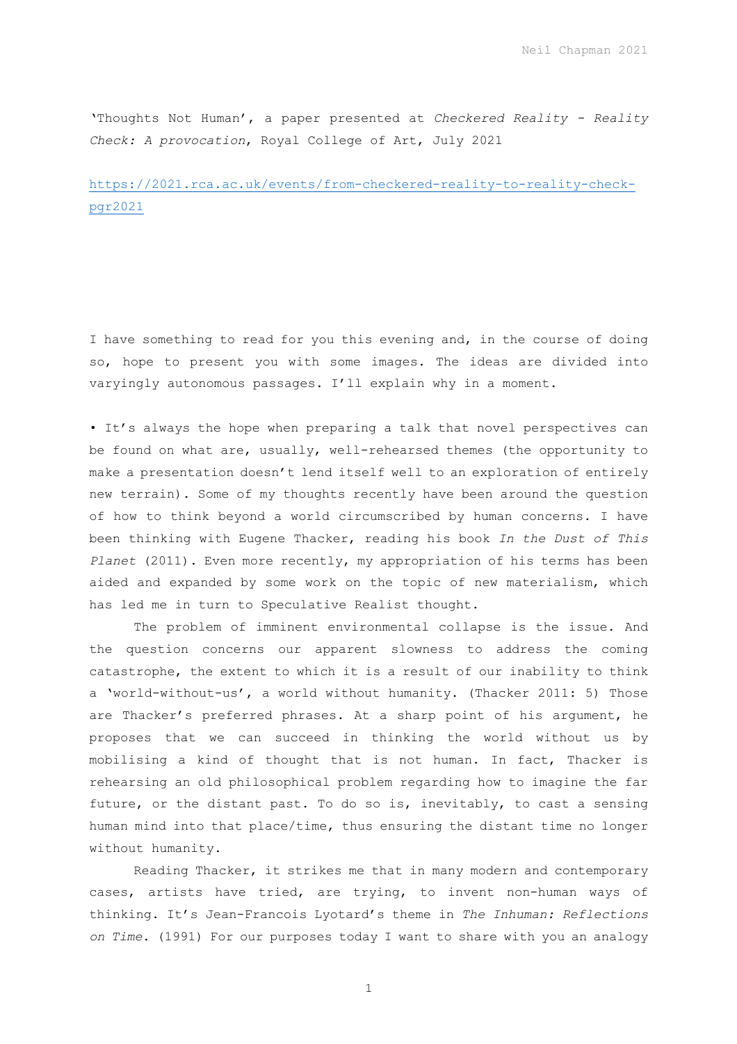'Thoughts Not Human', a paper presented at *Checkered Reality - Reality Check: A provocation*, Royal College of Art, July 2021

https://2021.rca.ac.uk/events/from-checkered-reality-to-reality-check-pgr2021

I have something to read for you this evening and, in the course of doing so, hope to present you with some images. The ideas are divided into varyingly autonomous passages. I'll explain why in a moment.

• It's always the hope when preparing a talk that novel perspectives can be found on what are, usually, well-rehearsed themes (the opportunity to make a presentation doesn't lend itself well to an exploration of entirely new terrain). Some of my thoughts recently have been around the question of how to think beyond a world circumscribed by human concerns. I have been thinking with Eugene Thacker, reading his book *In the Dust of This Planet* (2011). Even more recently, my appropriation of his terms has been aided and expanded by some work on the topic of new materialism, which has led me in turn to Speculative Realist thought.

The problem of imminent environmental collapse is the issue. And the question concerns our apparent slowness to address the coming catastrophe, the extent to which it is a result of our inability to think a 'world-without-us', a world without humanity. (Thacker 2011: 5) Those are Thacker's preferred phrases. At a sharp point of his argument, he proposes that we can succeed in thinking the world without us by mobilising a kind of thought that is not human. In fact, Thacker is rehearsing an old philosophical problem regarding how to imagine the far future, or the distant past. To do so is, inevitably, to cast a sensing human mind into that place/time, thus ensuring the distant time no longer without humanity.

Reading Thacker, it strikes me that in many modern and contemporary cases, artists have tried, are trying, to invent non-human ways of thinking. It's Jean-Francois Lyotard's theme in *The Inhuman: Reflections on Time*. (1991) For our purposes today I want to share with you an analogy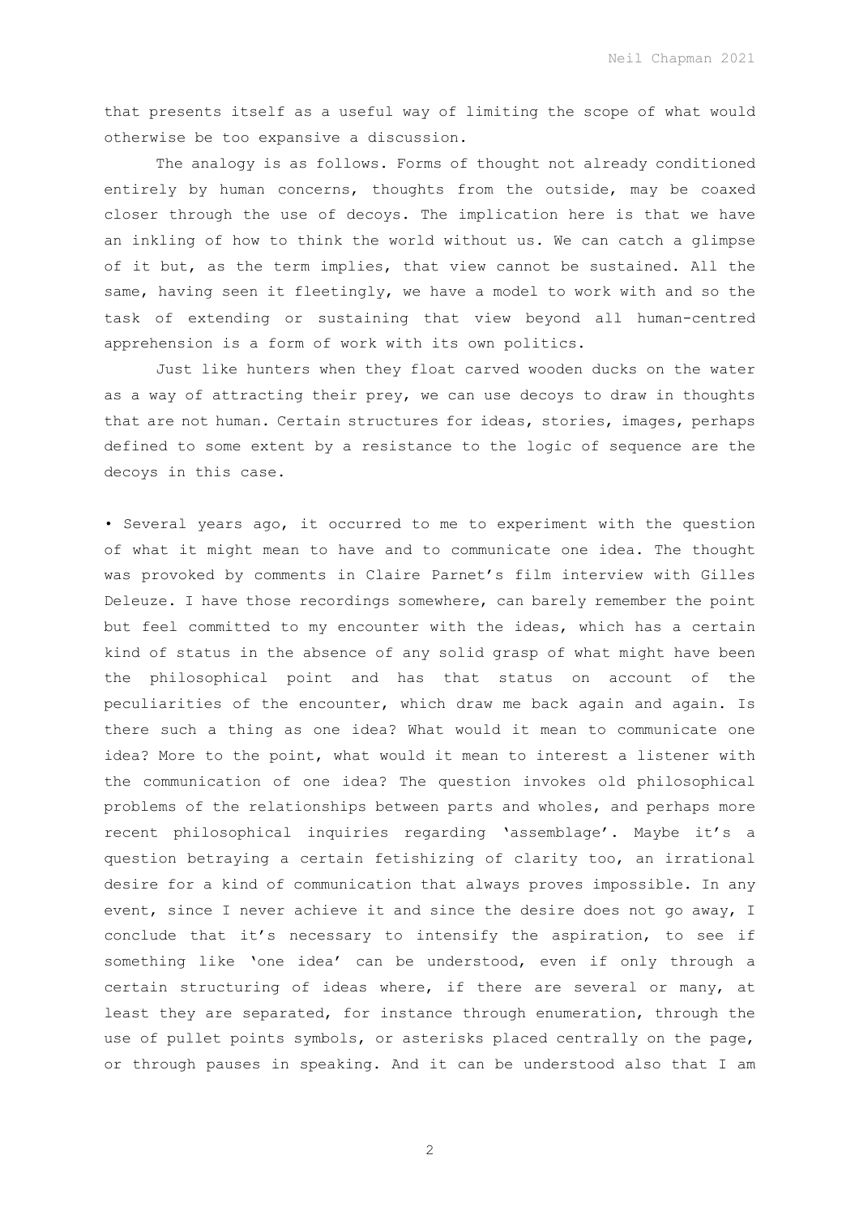that presents itself as a useful way of limiting the scope of what would otherwise be too expansive a discussion.

The analogy is as follows. Forms of thought not already conditioned entirely by human concerns, thoughts from the outside, may be coaxed closer through the use of decoys. The implication here is that we have an inkling of how to think the world without us. We can catch a glimpse of it but, as the term implies, that view cannot be sustained. All the same, having seen it fleetingly, we have a model to work with and so the task of extending or sustaining that view beyond all human-centred apprehension is a form of work with its own politics.

Just like hunters when they float carved wooden ducks on the water as a way of attracting their prey, we can use decoys to draw in thoughts that are not human. Certain structures for ideas, stories, images, perhaps defined to some extent by a resistance to the logic of sequence are the decoys in this case.

• Several years ago, it occurred to me to experiment with the question of what it might mean to have and to communicate one idea. The thought was provoked by comments in Claire Parnet's film interview with Gilles Deleuze. I have those recordings somewhere, can barely remember the point but feel committed to my encounter with the ideas, which has a certain kind of status in the absence of any solid grasp of what might have been the philosophical point and has that status on account of the peculiarities of the encounter, which draw me back again and again. Is there such a thing as one idea? What would it mean to communicate one idea? More to the point, what would it mean to interest a listener with the communication of one idea? The question invokes old philosophical problems of the relationships between parts and wholes, and perhaps more recent philosophical inquiries regarding 'assemblage'. Maybe it's a question betraying a certain fetishizing of clarity too, an irrational desire for a kind of communication that always proves impossible. In any event, since I never achieve it and since the desire does not go away, I conclude that it's necessary to intensify the aspiration, to see if something like 'one idea' can be understood, even if only through a certain structuring of ideas where, if there are several or many, at least they are separated, for instance through enumeration, through the use of pullet points symbols, or asterisks placed centrally on the page, or through pauses in speaking. And it can be understood also that I am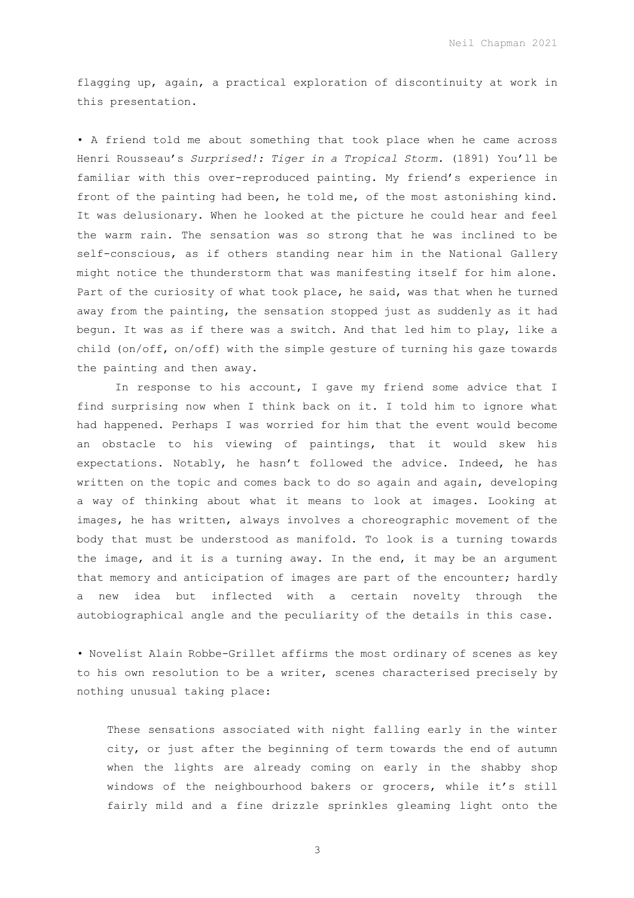flagging up, again, a practical exploration of discontinuity at work in this presentation.

• A friend told me about something that took place when he came across Henri Rousseau's *Surprised!: Tiger in a Tropical Storm.* (1891) You'll be familiar with this over-reproduced painting. My friend's experience in front of the painting had been, he told me, of the most astonishing kind. It was delusionary. When he looked at the picture he could hear and feel the warm rain. The sensation was so strong that he was inclined to be self-conscious, as if others standing near him in the National Gallery might notice the thunderstorm that was manifesting itself for him alone. Part of the curiosity of what took place, he said, was that when he turned away from the painting, the sensation stopped just as suddenly as it had begun. It was as if there was a switch. And that led him to play, like a child (on/off, on/off) with the simple gesture of turning his gaze towards the painting and then away.

In response to his account, I gave my friend some advice that I find surprising now when I think back on it. I told him to ignore what had happened. Perhaps I was worried for him that the event would become an obstacle to his viewing of paintings, that it would skew his expectations. Notably, he hasn't followed the advice. Indeed, he has written on the topic and comes back to do so again and again, developing a way of thinking about what it means to look at images. Looking at images, he has written, always involves a choreographic movement of the body that must be understood as manifold. To look is a turning towards the image, and it is a turning away. In the end, it may be an argument that memory and anticipation of images are part of the encounter; hardly a new idea but inflected with a certain novelty through the autobiographical angle and the peculiarity of the details in this case.

• Novelist Alain Robbe-Grillet affirms the most ordinary of scenes as key to his own resolution to be a writer, scenes characterised precisely by nothing unusual taking place:

> These sensations associated with night falling early in the winter city, or just after the beginning of term towards the end of autumn when the lights are already coming on early in the shabby shop windows of the neighbourhood bakers or grocers, while it's still fairly mild and a fine drizzle sprinkles gleaming light onto the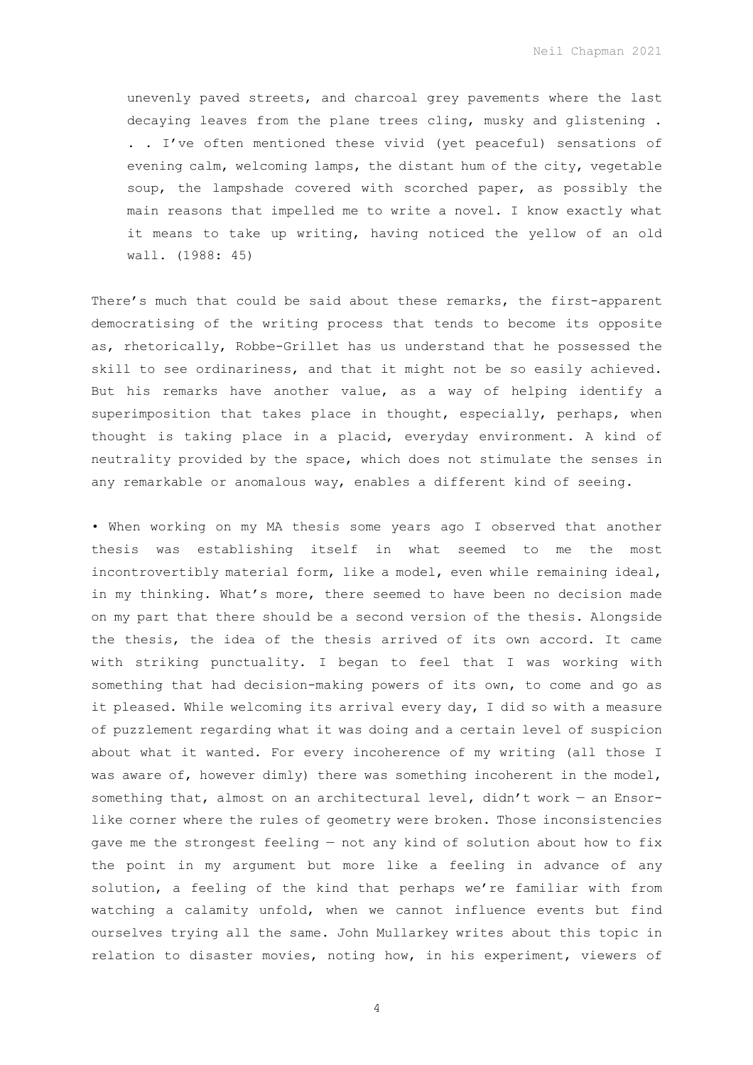> unevenly paved streets, and charcoal grey pavements where the last decaying leaves from the plane trees cling, musky and glistening . . . I've often mentioned these vivid (yet peaceful) sensations of evening calm, welcoming lamps, the distant hum of the city, vegetable soup, the lampshade covered with scorched paper, as possibly the main reasons that impelled me to write a novel. I know exactly what it means to take up writing, having noticed the yellow of an old wall. (1988: 45)

There's much that could be said about these remarks, the first-apparent democratising of the writing process that tends to become its opposite as, rhetorically, Robbe-Grillet has us understand that he possessed the skill to see ordinariness, and that it might not be so easily achieved. But his remarks have another value, as a way of helping identify a superimposition that takes place in thought, especially, perhaps, when thought is taking place in a placid, everyday environment. A kind of neutrality provided by the space, which does not stimulate the senses in any remarkable or anomalous way, enables a different kind of seeing.

• When working on my MA thesis some years ago I observed that another thesis was establishing itself in what seemed to me the most incontrovertibly material form, like a model, even while remaining ideal, in my thinking. What's more, there seemed to have been no decision made on my part that there should be a second version of the thesis. Alongside the thesis, the idea of the thesis arrived of its own accord. It came with striking punctuality. I began to feel that I was working with something that had decision-making powers of its own, to come and go as it pleased. While welcoming its arrival every day, I did so with a measure of puzzlement regarding what it was doing and a certain level of suspicion about what it wanted. For every incoherence of my writing (all those I was aware of, however dimly) there was something incoherent in the model, something that, almost on an architectural level, didn't work — an Ensor-like corner where the rules of geometry were broken. Those inconsistencies gave me the strongest feeling — not any kind of solution about how to fix the point in my argument but more like a feeling in advance of any solution, a feeling of the kind that perhaps we're familiar with from watching a calamity unfold, when we cannot influence events but find ourselves trying all the same. John Mullarkey writes about this topic in relation to disaster movies, noting how, in his experiment, viewers of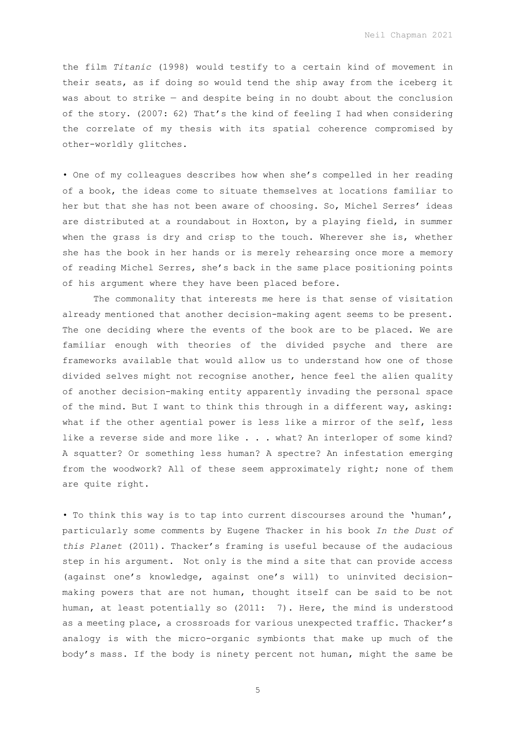the film *Titanic* (1998) would testify to a certain kind of movement in their seats, as if doing so would tend the ship away from the iceberg it was about to strike — and despite being in no doubt about the conclusion of the story. (2007: 62) That's the kind of feeling I had when considering the correlate of my thesis with its spatial coherence compromised by other-worldly glitches.

• One of my colleagues describes how when she's compelled in her reading of a book, the ideas come to situate themselves at locations familiar to her but that she has not been aware of choosing. So, Michel Serres' ideas are distributed at a roundabout in Hoxton, by a playing field, in summer when the grass is dry and crisp to the touch. Wherever she is, whether she has the book in her hands or is merely rehearsing once more a memory of reading Michel Serres, she's back in the same place positioning points of his argument where they have been placed before.

The commonality that interests me here is that sense of visitation already mentioned that another decision-making agent seems to be present. The one deciding where the events of the book are to be placed. We are familiar enough with theories of the divided psyche and there are frameworks available that would allow us to understand how one of those divided selves might not recognise another, hence feel the alien quality of another decision-making entity apparently invading the personal space of the mind. But I want to think this through in a different way, asking: what if the other agential power is less like a mirror of the self, less like a reverse side and more like . . . what? An interloper of some kind? A squatter? Or something less human? A spectre? An infestation emerging from the woodwork? All of these seem approximately right; none of them are quite right.

• To think this way is to tap into current discourses around the 'human', particularly some comments by Eugene Thacker in his book *In the Dust of this Planet* (2011). Thacker's framing is useful because of the audacious step in his argument. Not only is the mind a site that can provide access (against one's knowledge, against one's will) to uninvited decision-making powers that are not human, thought itself can be said to be not human, at least potentially so (2011: 7). Here, the mind is understood as a meeting place, a crossroads for various unexpected traffic. Thacker's analogy is with the micro-organic symbionts that make up much of the body's mass. If the body is ninety percent not human, might the same be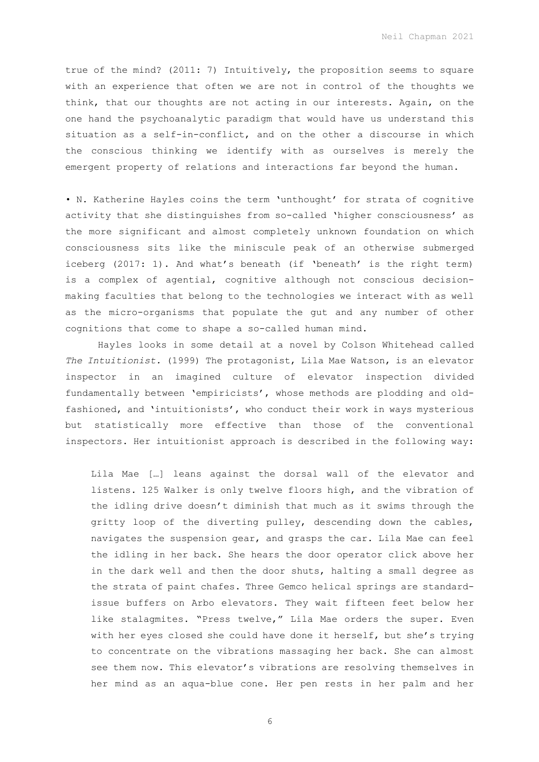true of the mind? (2011: 7) Intuitively, the proposition seems to square with an experience that often we are not in control of the thoughts we think, that our thoughts are not acting in our interests. Again, on the one hand the psychoanalytic paradigm that would have us understand this situation as a self-in-conflict, and on the other a discourse in which the conscious thinking we identify with as ourselves is merely the emergent property of relations and interactions far beyond the human.

• N. Katherine Hayles coins the term 'unthought' for strata of cognitive activity that she distinguishes from so-called 'higher consciousness' as the more significant and almost completely unknown foundation on which consciousness sits like the miniscule peak of an otherwise submerged iceberg (2017: 1). And what's beneath (if 'beneath' is the right term) is a complex of agential, cognitive although not conscious decision-making faculties that belong to the technologies we interact with as well as the micro-organisms that populate the gut and any number of other cognitions that come to shape a so-called human mind.

Hayles looks in some detail at a novel by Colson Whitehead called *The Intuitionist.* (1999) The protagonist, Lila Mae Watson, is an elevator inspector in an imagined culture of elevator inspection divided fundamentally between 'empiricists', whose methods are plodding and old-fashioned, and 'intuitionists', who conduct their work in ways mysterious but statistically more effective than those of the conventional inspectors. Her intuitionist approach is described in the following way:

> Lila Mae […] leans against the dorsal wall of the elevator and listens. 125 Walker is only twelve floors high, and the vibration of the idling drive doesn't diminish that much as it swims through the gritty loop of the diverting pulley, descending down the cables, navigates the suspension gear, and grasps the car. Lila Mae can feel the idling in her back. She hears the door operator click above her in the dark well and then the door shuts, halting a small degree as the strata of paint chafes. Three Gemco helical springs are standard-issue buffers on Arbo elevators. They wait fifteen feet below her like stalagmites. "Press twelve," Lila Mae orders the super. Even with her eyes closed she could have done it herself, but she's trying to concentrate on the vibrations massaging her back. She can almost see them now. This elevator's vibrations are resolving themselves in her mind as an aqua-blue cone. Her pen rests in her palm and her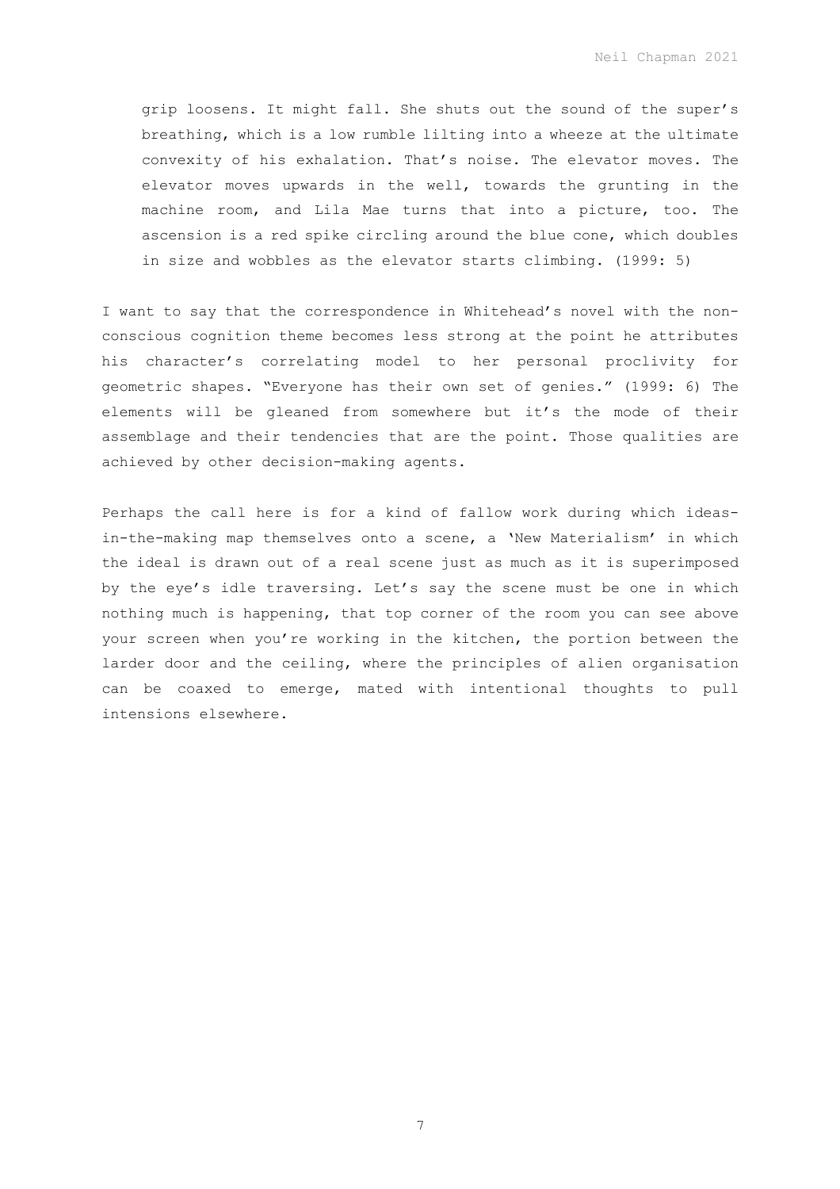> grip loosens. It might fall. She shuts out the sound of the super's breathing, which is a low rumble lilting into a wheeze at the ultimate convexity of his exhalation. That's noise. The elevator moves. The elevator moves upwards in the well, towards the grunting in the machine room, and Lila Mae turns that into a picture, too. The ascension is a red spike circling around the blue cone, which doubles in size and wobbles as the elevator starts climbing. (1999: 5)

I want to say that the correspondence in Whitehead's novel with the non-conscious cognition theme becomes less strong at the point he attributes his character's correlating model to her personal proclivity for geometric shapes. "Everyone has their own set of genies." (1999: 6) The elements will be gleaned from somewhere but it's the mode of their assemblage and their tendencies that are the point. Those qualities are achieved by other decision-making agents.

Perhaps the call here is for a kind of fallow work during which ideas-in-the-making map themselves onto a scene, a 'New Materialism' in which the ideal is drawn out of a real scene just as much as it is superimposed by the eye's idle traversing. Let's say the scene must be one in which nothing much is happening, that top corner of the room you can see above your screen when you're working in the kitchen, the portion between the larder door and the ceiling, where the principles of alien organisation can be coaxed to emerge, mated with intentional thoughts to pull intensions elsewhere.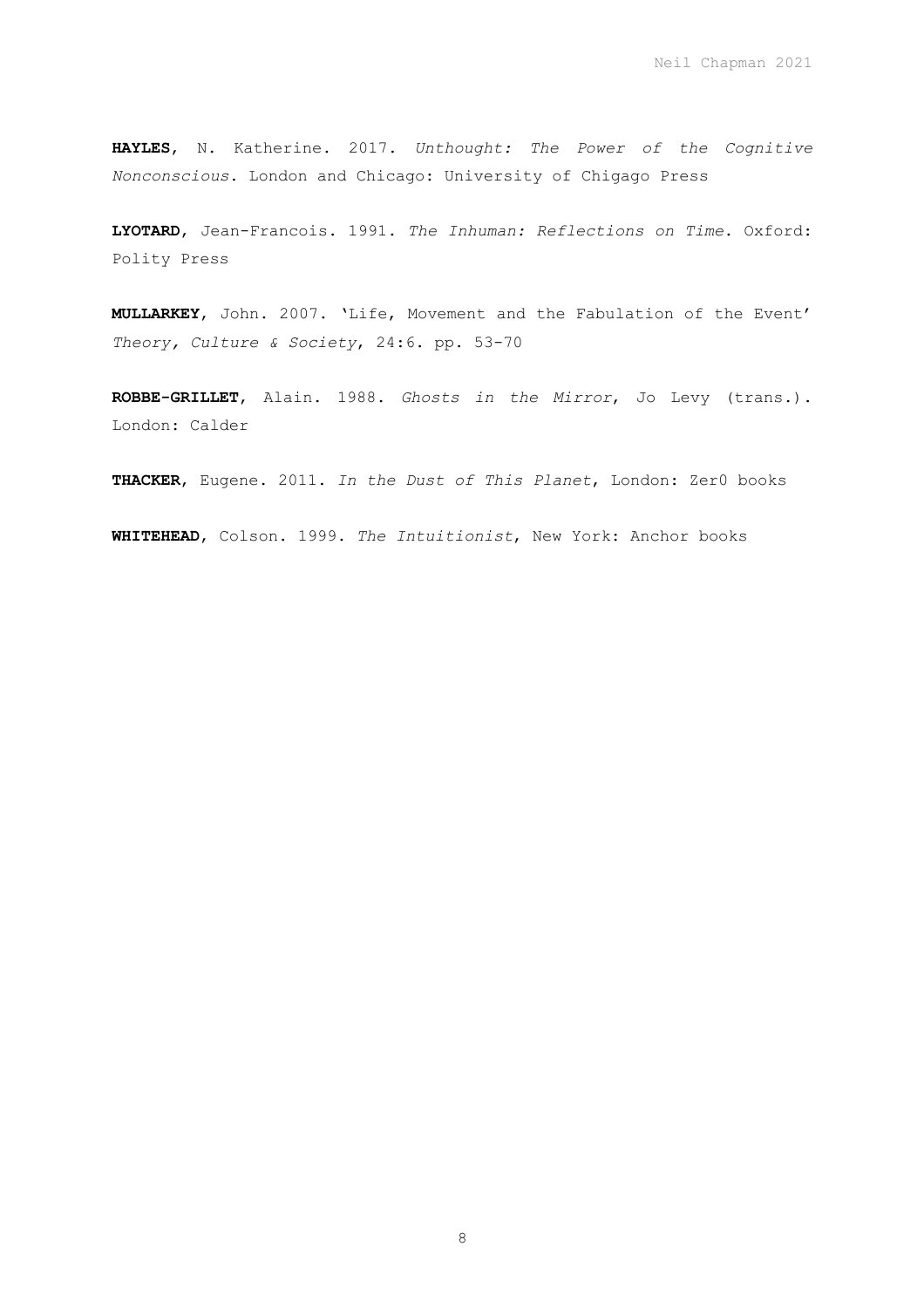**HAYLES**, N. Katherine. 2017. *Unthought: The Power of the Cognitive Nonconscious*. London and Chicago: University of Chigago Press

**LYOTARD**, Jean-Francois. 1991. *The Inhuman: Reflections on Time*. Oxford: Polity Press

**MULLARKEY**, John. 2007. 'Life, Movement and the Fabulation of the Event' *Theory, Culture & Society*, 24:6. pp. 53-70

**ROBBE-GRILLET**, Alain. 1988. *Ghosts in the Mirror*, Jo Levy (trans.). London: Calder

**THACKER**, Eugene. 2011. *In the Dust of This Planet*, London: Zer0 books

**WHITEHEAD**, Colson. 1999. *The Intuitionist*, New York: Anchor books